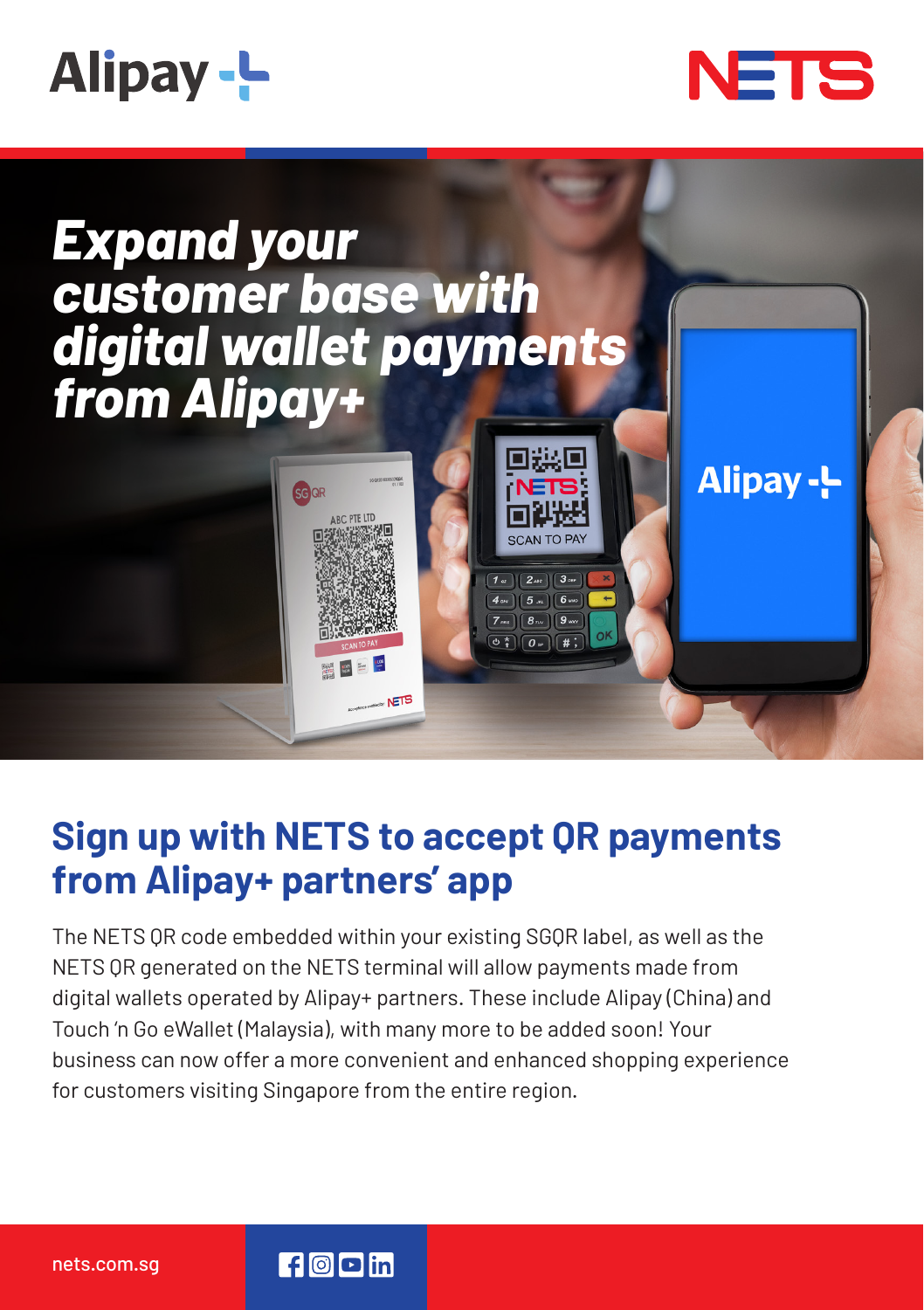# Expand your customer base with digital wallet payments from Alipay+

## Sign up with NETS to accept QR payments from Alipay+ partners' app

The NETS QR code embedded within your existing SGQR label, as well as the NETS QR generated on the NETS terminal will allow payments made from digital wallets operated by Alipay+ partners. These include Alipay (China) and Touch 'n Go eWallet (Malaysia), with many more to be added soon! Your business can now offer a more convenient and enhanced shopping experience for customers visiting Singapore from the entire region.

nets.com.sg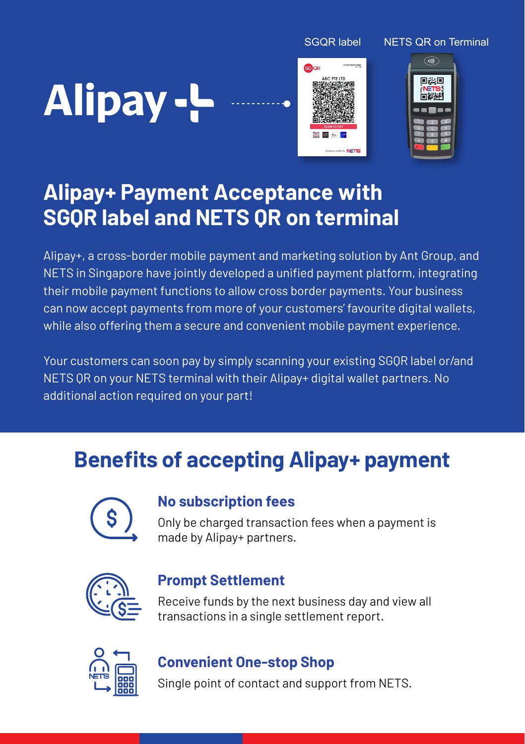SGQR label

NETS QR on Terminal

# Alipay+ Payment Acceptance with SGQR label and NETS QR on terminal

Alipay+, a cross-border mobile payment and marketing solution by Ant Group, and NETS in Singapore have jointly developed a unified payment platform, integrating their mobile payment functions to allow cross border payments. Your business can now accept payments from more of your customers' favourite digital wallets, while also offering them a secure and convenient mobile payment experience.

Your customers can soon pay by simply scanning your existing SGQR label or/and NETS QR on your NETS terminal with their Alipay+ digital wallet partners. No additional action required on your part!

## Benefits of accepting Alipay+ payment

### No subscription fees

Only be charged transaction fees when a payment is made by Alipay+ partners.

### Prompt Settlement

Receive funds by the next business day and view all transactions in a single settlement report.

### Convenient One-stop Shop

Single point of contact and support from NETS.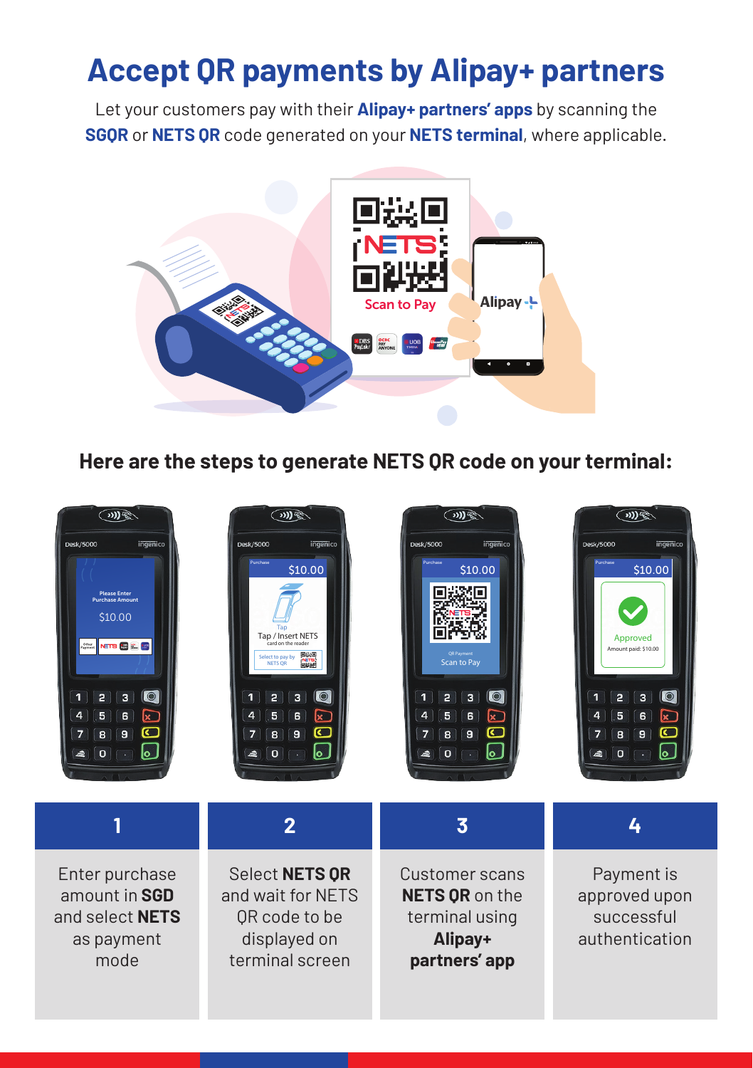# Accept QR payments by Alipay+ partners

Let your customers pay with their **Alipay+ partners' apps** by scanning the **SGQR** or **NETS QR** code generated on your **NETS terminal**, where applicable.

## Here are the steps to generate NETS QR code on your terminal:

| 1 | 2 | 3 | 4 |
|---|---|---|---|
| Enter purchase amount in **SGD** and select **NETS** as payment mode | Select **NETS QR** and wait for NETS QR code to be displayed on terminal screen | Customer scans **NETS QR** on the terminal using **Alipay+ partners' app** | Payment is approved upon successful authentication |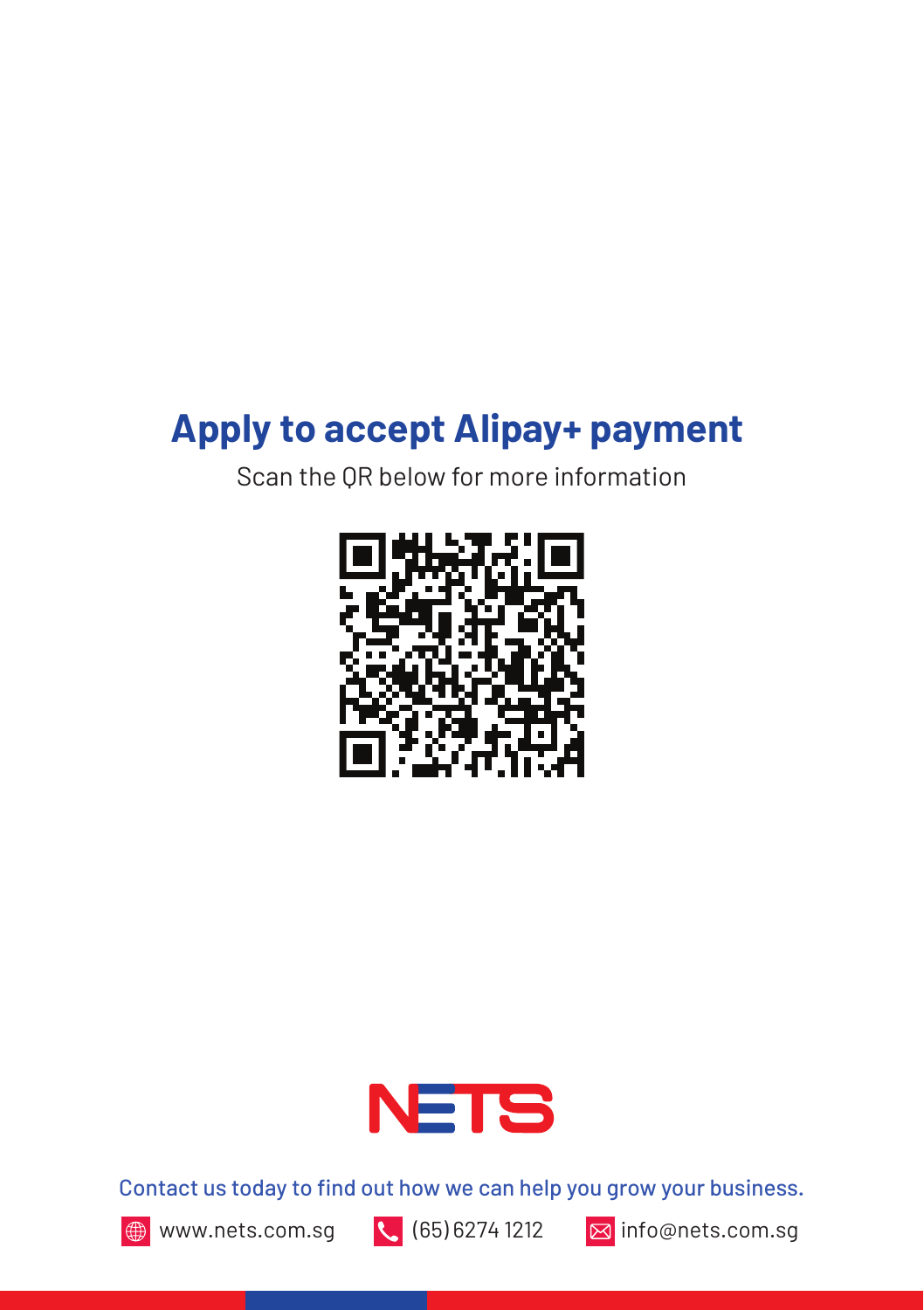# Apply to accept Alipay+ payment

Scan the QR below for more information

Contact us today to find out how we can help you grow your business.

www.nets.com.sg (65) 6274 1212 info@nets.com.sg